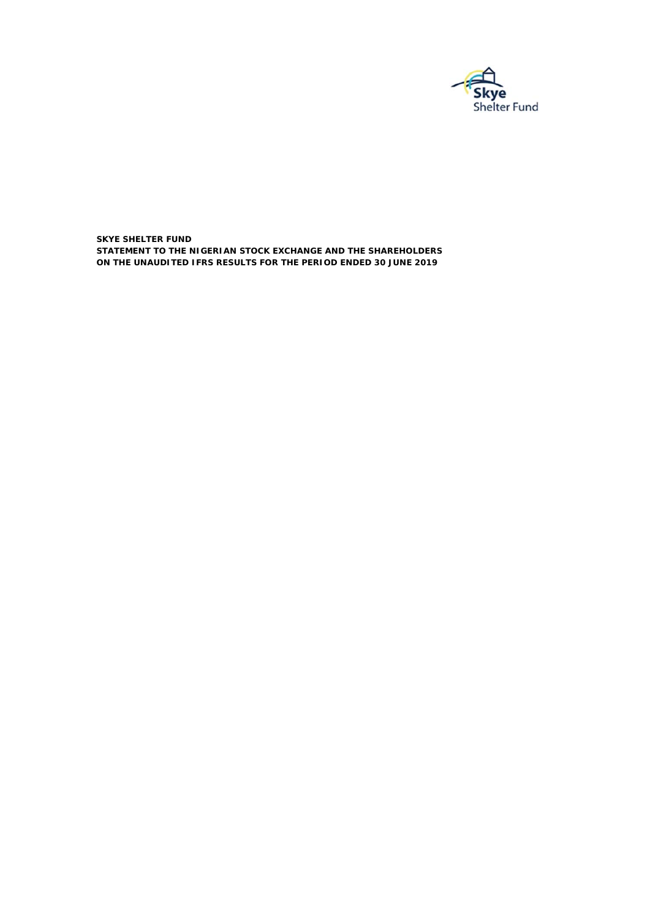Skye Shelter Fund

**SKYE SHELTER FUND**
**STATEMENT TO THE NIGERIAN STOCK EXCHANGE AND THE SHAREHOLDERS**
**ON THE UNAUDITED IFRS RESULTS FOR THE PERIOD ENDED 30 JUNE 2019**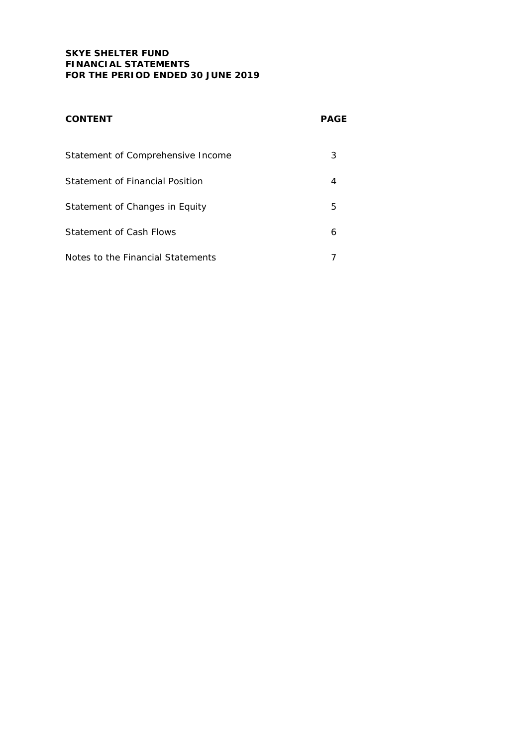**SKYE SHELTER FUND**
**FINANCIAL STATEMENTS**
**FOR THE PERIOD ENDED 30 JUNE 2019**

| CONTENT | PAGE |
|---|---|
| Statement of Comprehensive Income | 3 |
| Statement of Financial Position | 4 |
| Statement of Changes in Equity | 5 |
| Statement of Cash Flows | 6 |
| Notes to the Financial Statements | 7 |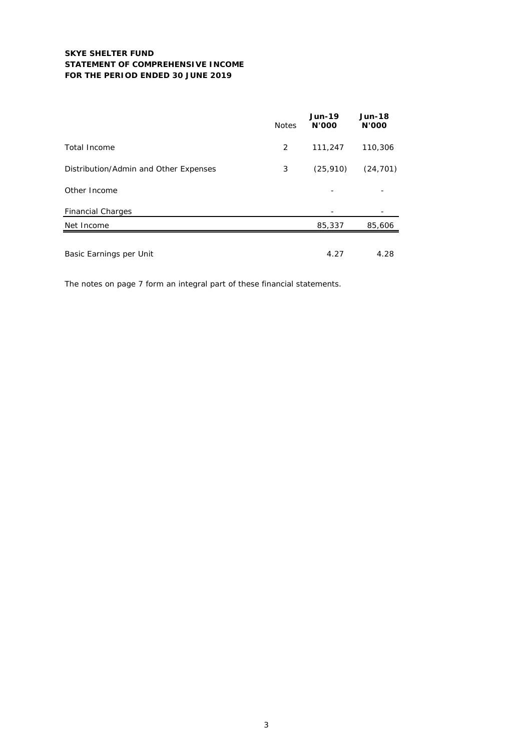**SKYE SHELTER FUND**
**STATEMENT OF COMPREHENSIVE INCOME**
**FOR THE PERIOD ENDED 30 JUNE 2019**

| | Notes | Jun-19 N'000 | Jun-18 N'000 |
|---|---|---|---|
| Total Income | 2 | 111,247 | 110,306 |
| Distribution/Admin and Other Expenses | 3 | (25,910) | (24,701) |
| Other Income | | - | - |
| Financial Charges | | - | - |
| Net Income | | 85,337 | 85,606 |
| Basic Earnings per Unit | | 4.27 | 4.28 |

The notes on page 7 form an integral part of these financial statements.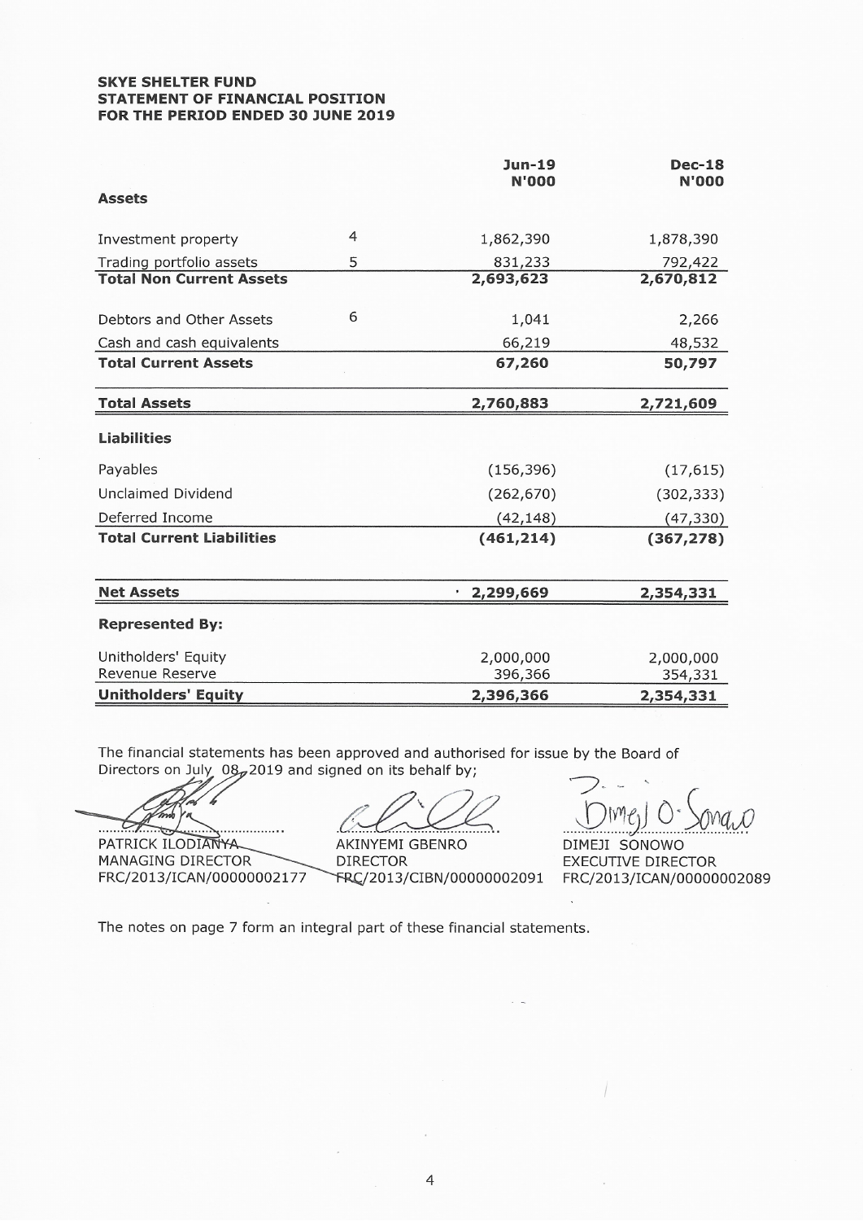**SKYE SHELTER FUND**
**STATEMENT OF FINANCIAL POSITION**
**FOR THE PERIOD ENDED 30 JUNE 2019**

| | | Jun-19 N'000 | Dec-18 N'000 |
|---|---|---|---|
| **Assets** | | | |
| Investment property | 4 | 1,862,390 | 1,878,390 |
| Trading portfolio assets | 5 | 831,233 | 792,422 |
| **Total Non Current Assets** | | **2,693,623** | **2,670,812** |
| Debtors and Other Assets | 6 | 1,041 | 2,266 |
| Cash and cash equivalents | | 66,219 | 48,532 |
| **Total Current Assets** | | **67,260** | **50,797** |
| **Total Assets** | | **2,760,883** | **2,721,609** |
| **Liabilities** | | | |
| Payables | | (156,396) | (17,615) |
| Unclaimed Dividend | | (262,670) | (302,333) |
| Deferred Income | | (42,148) | (47,330) |
| **Total Current Liabilities** | | **(461,214)** | **(367,278)** |
| **Net Assets** | | **2,299,669** | **2,354,331** |
| **Represented By:** | | | |
| Unitholders' Equity | | 2,000,000 | 2,000,000 |
| Revenue Reserve | | 396,366 | 354,331 |
| **Unitholders' Equity** | | **2,396,366** | **2,354,331** |

The financial statements has been approved and authorised for issue by the Board of Directors on July 08, 2019 and signed on its behalf by;

PATRICK ILODIANYA
MANAGING DIRECTOR
FRC/2013/ICAN/00000002177

AKINYEMI GBENRO
DIRECTOR
FRC/2013/CIBN/00000002091

DIMEJI SONOWO
EXECUTIVE DIRECTOR
FRC/2013/ICAN/00000002089

The notes on page 7 form an integral part of these financial statements.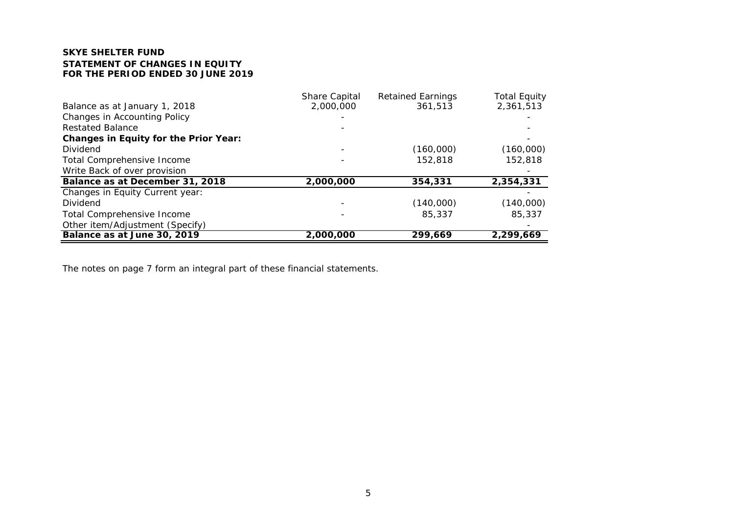**SKYE SHELTER FUND**
**STATEMENT OF CHANGES IN EQUITY**
**FOR THE PERIOD ENDED 30 JUNE 2019**

| | Share Capital | Retained Earnings | Total Equity |
|---|---|---|---|
| Balance as at January 1, 2018 | 2,000,000 | 361,513 | 2,361,513 |
| Changes in Accounting Policy | - | | - |
| Restated Balance | - | | - |
| **Changes in Equity for the Prior Year:** | | | - |
| Dividend | - | (160,000) | (160,000) |
| Total Comprehensive Income | - | 152,818 | 152,818 |
| Write Back of over provision | | | - |
| **Balance as at December 31, 2018** | **2,000,000** | **354,331** | **2,354,331** |
| Changes in Equity Current year: | | | - |
| Dividend | - | (140,000) | (140,000) |
| Total Comprehensive Income | - | 85,337 | 85,337 |
| Other item/Adjustment (Specify) | | | - |
| **Balance as at June 30, 2019** | **2,000,000** | **299,669** | **2,299,669** |

The notes on page 7 form an integral part of these financial statements.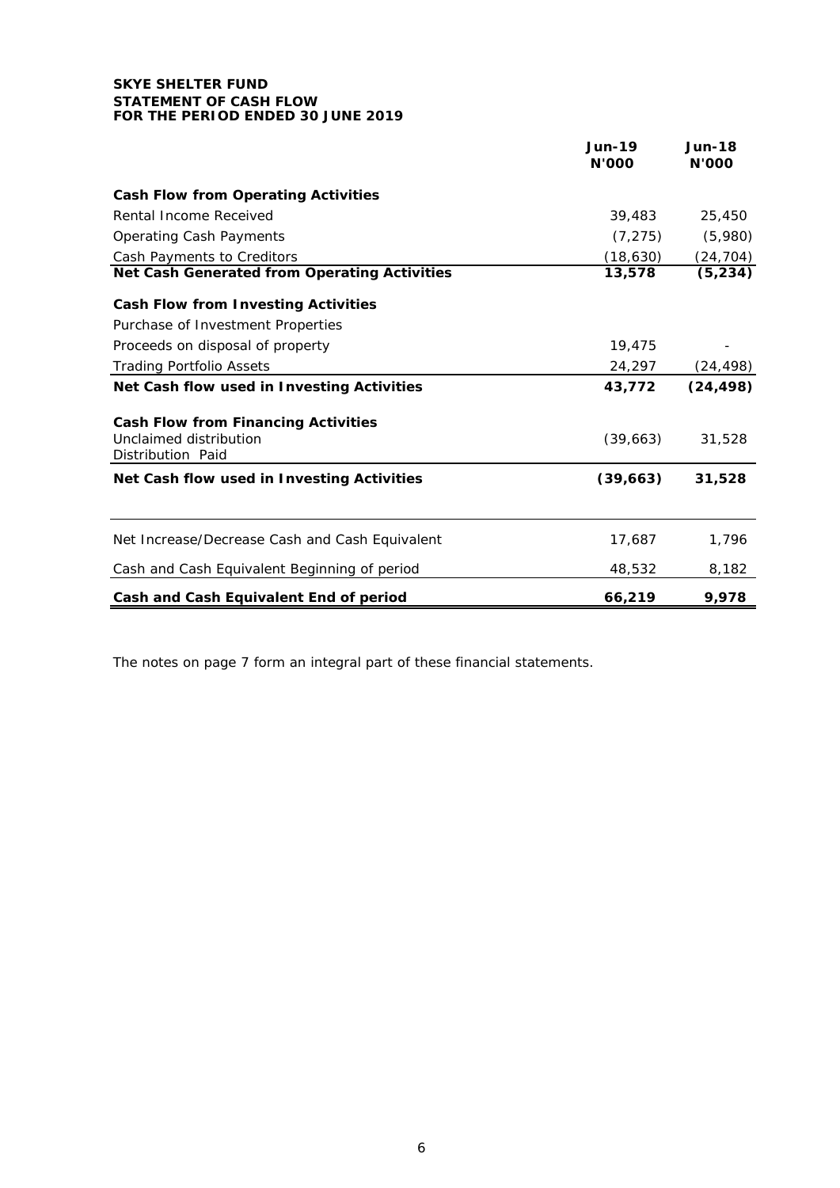**SKYE SHELTER FUND**
**STATEMENT OF CASH FLOW**
**FOR THE PERIOD ENDED 30 JUNE 2019**

| | Jun-19 N'000 | Jun-18 N'000 |
|---|---|---|
| **Cash Flow from Operating Activities** | | |
| Rental Income Received | 39,483 | 25,450 |
| Operating Cash Payments | (7,275) | (5,980) |
| Cash Payments to Creditors | (18,630) | (24,704) |
| **Net Cash Generated from Operating Activities** | **13,578** | **(5,234)** |
| **Cash Flow from Investing Activities** | | |
| Purchase of Investment Properties | | |
| Proceeds on disposal of property | 19,475 | - |
| Trading Portfolio Assets | 24,297 | (24,498) |
| **Net Cash flow used in Investing Activities** | **43,772** | **(24,498)** |
| **Cash Flow from Financing Activities** | | |
| Unclaimed distribution | (39,663) | 31,528 |
| Distribution Paid | | |
| **Net Cash flow used in Investing Activities** | **(39,663)** | **31,528** |
| Net Increase/Decrease Cash and Cash Equivalent | 17,687 | 1,796 |
| Cash and Cash Equivalent Beginning of period | 48,532 | 8,182 |
| **Cash and Cash Equivalent End of period** | **66,219** | **9,978** |

The notes on page 7 form an integral part of these financial statements.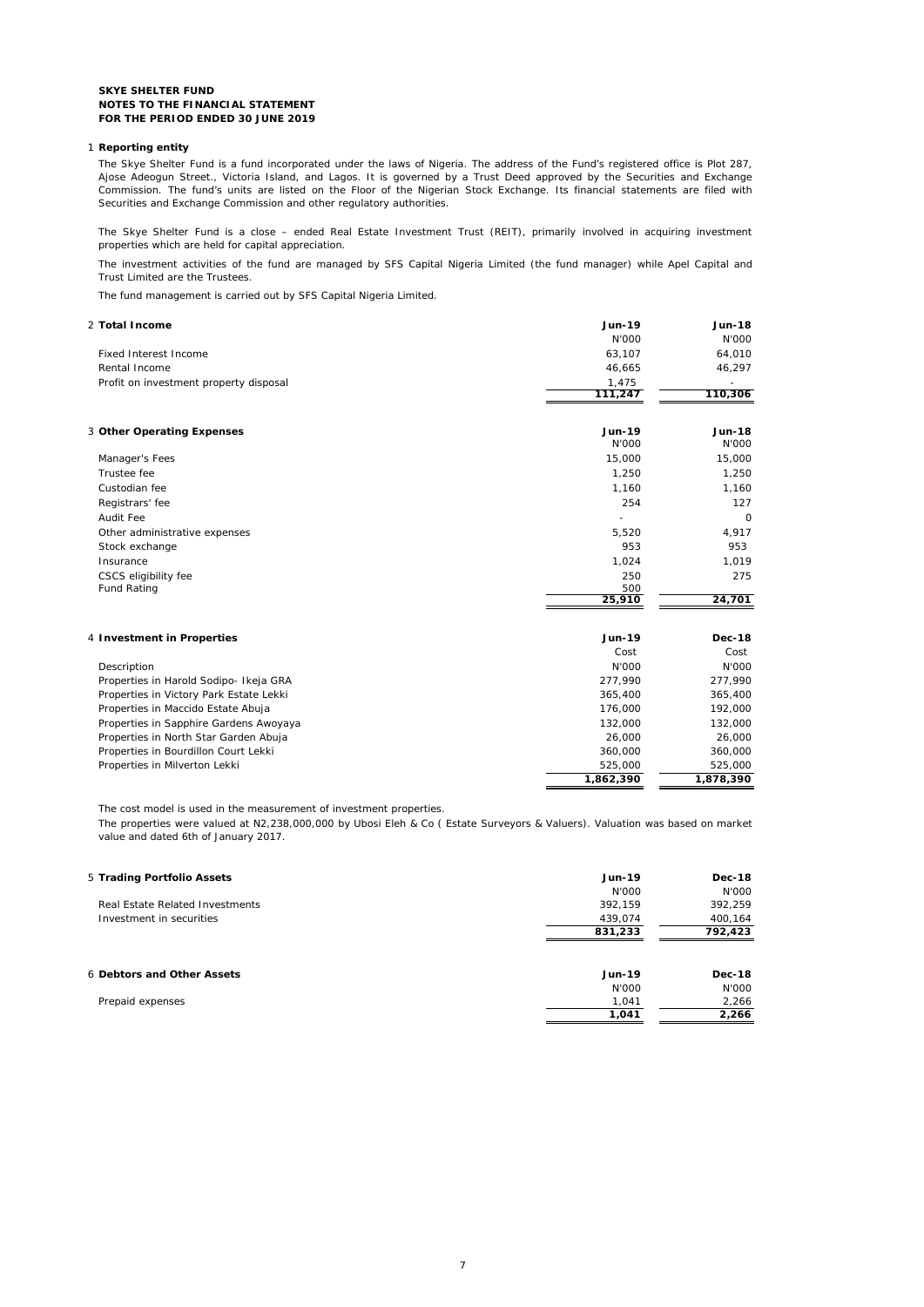**SKYE SHELTER FUND**
**NOTES TO THE FINANCIAL STATEMENT**
**FOR THE PERIOD ENDED 30 JUNE 2019**

## 1 Reporting entity

The Skye Shelter Fund is a fund incorporated under the laws of Nigeria. The address of the Fund's registered office is Plot 287, Ajose Adeogun Street., Victoria Island, and Lagos. It is governed by a Trust Deed approved by the Securities and Exchange Commission. The fund's units are listed on the Floor of the Nigerian Stock Exchange. Its financial statements are filed with Securities and Exchange Commission and other regulatory authorities.

The Skye Shelter Fund is a close – ended Real Estate Investment Trust (REIT), primarily involved in acquiring investment properties which are held for capital appreciation.

The investment activities of the fund are managed by SFS Capital Nigeria Limited (the fund manager) while Apel Capital and Trust Limited are the Trustees.

The fund management is carried out by SFS Capital Nigeria Limited.

## 2 Total Income

| | Jun-19 | Jun-18 |
|---|---|---|
| | N'000 | N'000 |
| Fixed Interest Income | 63,107 | 64,010 |
| Rental Income | 46,665 | 46,297 |
| Profit on investment property disposal | 1,475 | - |
| | **111,247** | **110,306** |

## 3 Other Operating Expenses

| | Jun-19 | Jun-18 |
|---|---|---|
| | N'000 | N'000 |
| Manager's Fees | 15,000 | 15,000 |
| Trustee fee | 1,250 | 1,250 |
| Custodian fee | 1,160 | 1,160 |
| Registrars' fee | 254 | 127 |
| Audit Fee | - | 0 |
| Other administrative expenses | 5,520 | 4,917 |
| Stock exchange | 953 | 953 |
| Insurance | 1,024 | 1,019 |
| CSCS eligibility fee | 250 | 275 |
| Fund Rating | 500 | |
| | **25,910** | **24,701** |

## 4 Investment in Properties

| | Jun-19 | Dec-18 |
|---|---|---|
| | Cost | Cost |
| Description | N'000 | N'000 |
| Properties in Harold Sodipo- Ikeja GRA | 277,990 | 277,990 |
| Properties in Victory Park Estate Lekki | 365,400 | 365,400 |
| Properties in Maccido Estate Abuja | 176,000 | 192,000 |
| Properties in Sapphire Gardens Awoyaya | 132,000 | 132,000 |
| Properties in North Star Garden Abuja | 26,000 | 26,000 |
| Properties in Bourdillon Court Lekki | 360,000 | 360,000 |
| Properties in Milverton Lekki | 525,000 | 525,000 |
| | **1,862,390** | **1,878,390** |

The cost model is used in the measurement of investment properties.

The properties were valued at N2,238,000,000 by Ubosi Eleh & Co ( Estate Surveyors & Valuers). Valuation was based on market value and dated 6th of January 2017.

## 5 Trading Portfolio Assets

| | Jun-19 | Dec-18 |
|---|---|---|
| | N'000 | N'000 |
| Real Estate Related Investments | 392,159 | 392,259 |
| Investment in securities | 439,074 | 400,164 |
| | **831,233** | **792,423** |

## 6 Debtors and Other Assets

| | Jun-19 | Dec-18 |
|---|---|---|
| | N'000 | N'000 |
| Prepaid expenses | 1,041 | 2,266 |
| | **1,041** | **2,266** |